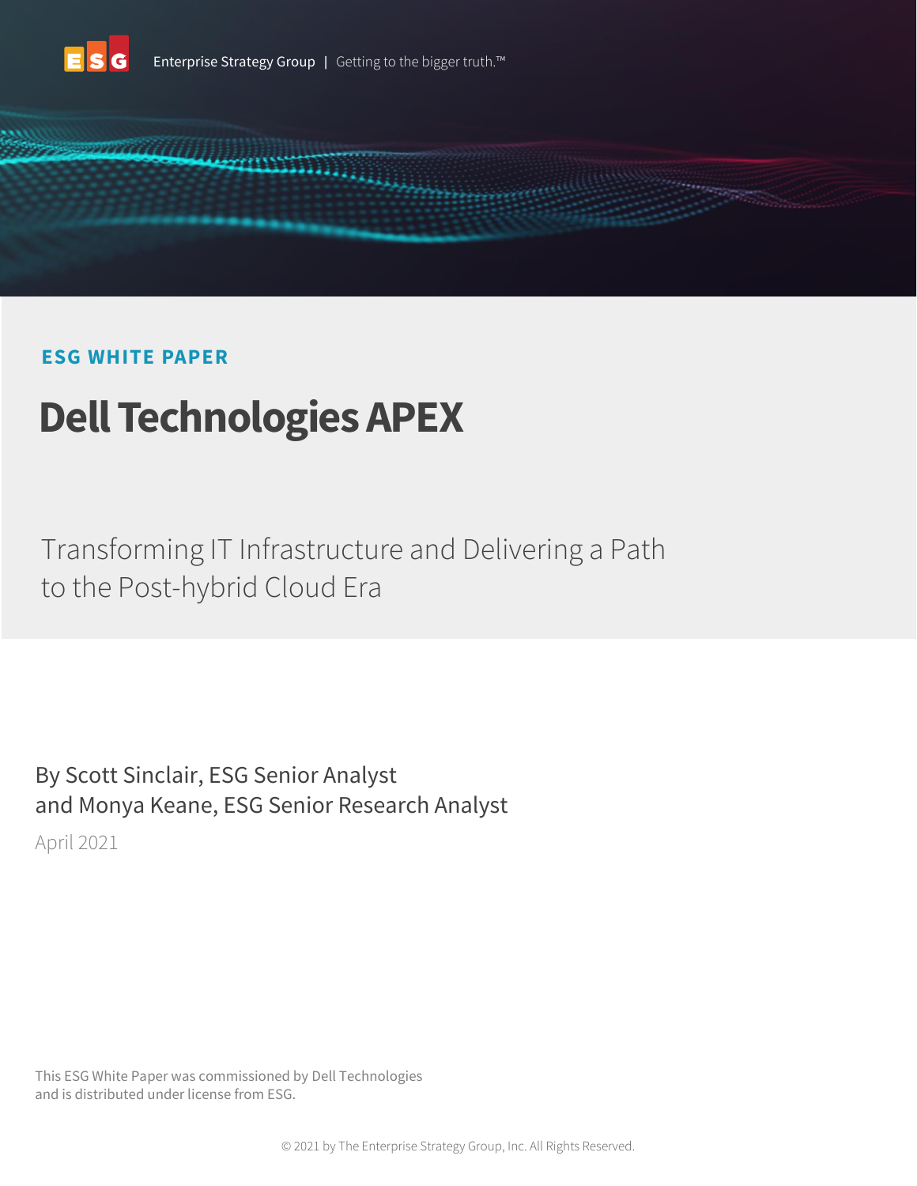Enterprise Strategy Group | Getting to the bigger truth.™

**ESG WHITE PAPER**

# Dell Technologies APEX

## Transforming IT Infrastructure and Delivering a Path to the Post-hybrid Cloud Era

By Scott Sinclair, ESG Senior Analyst
and Monya Keane, ESG Senior Research Analyst

April 2021

This ESG White Paper was commissioned by Dell Technologies and is distributed under license from ESG.

© 2021 by The Enterprise Strategy Group, Inc. All Rights Reserved.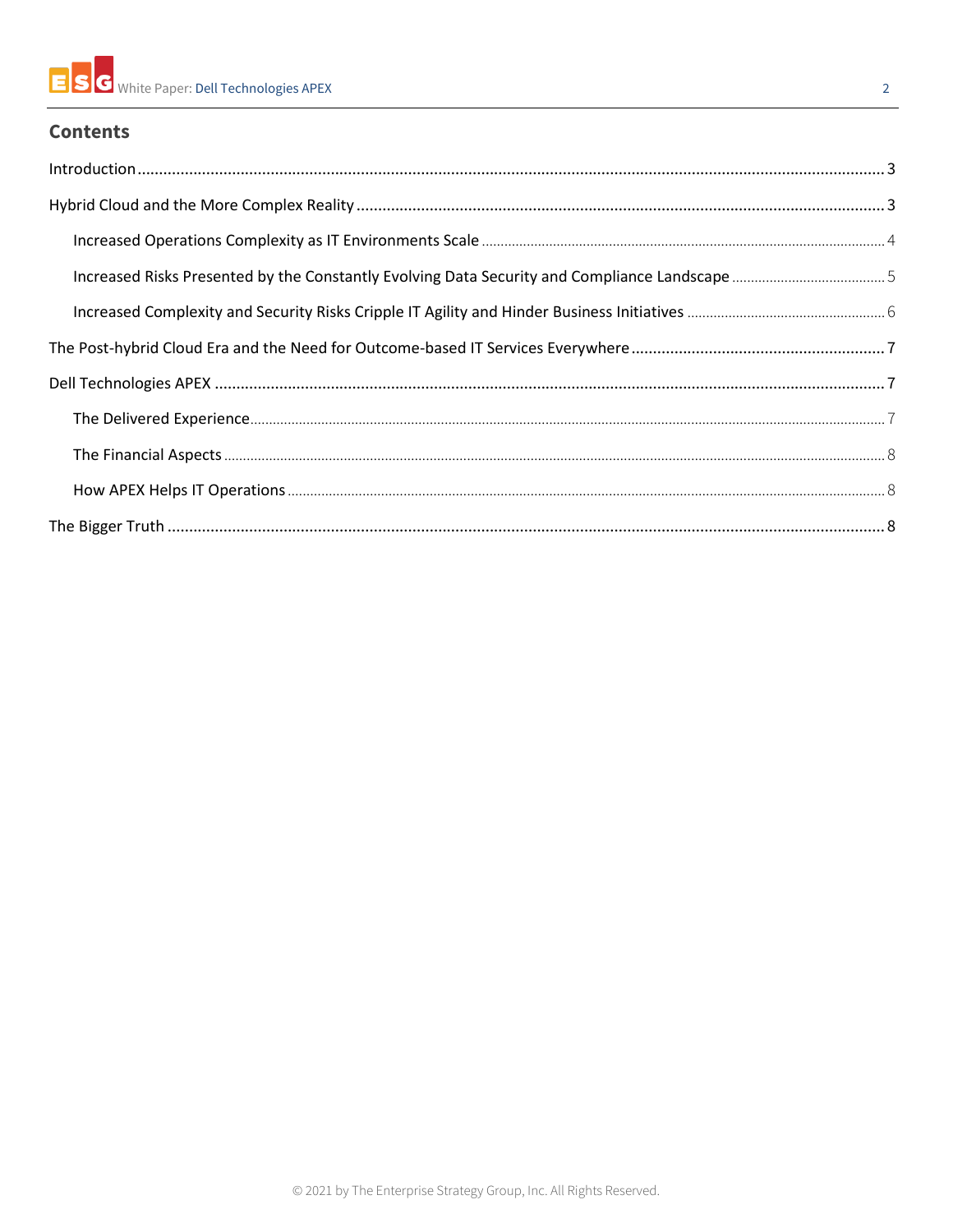## Contents

Introduction ... 3

Hybrid Cloud and the More Complex Reality ... 3

- Increased Operations Complexity as IT Environments Scale ... 4
- Increased Risks Presented by the Constantly Evolving Data Security and Compliance Landscape ... 5
- Increased Complexity and Security Risks Cripple IT Agility and Hinder Business Initiatives ... 6

The Post-hybrid Cloud Era and the Need for Outcome-based IT Services Everywhere ... 7

Dell Technologies APEX ... 7

- The Delivered Experience ... 7
- The Financial Aspects ... 8
- How APEX Helps IT Operations ... 8

The Bigger Truth ... 8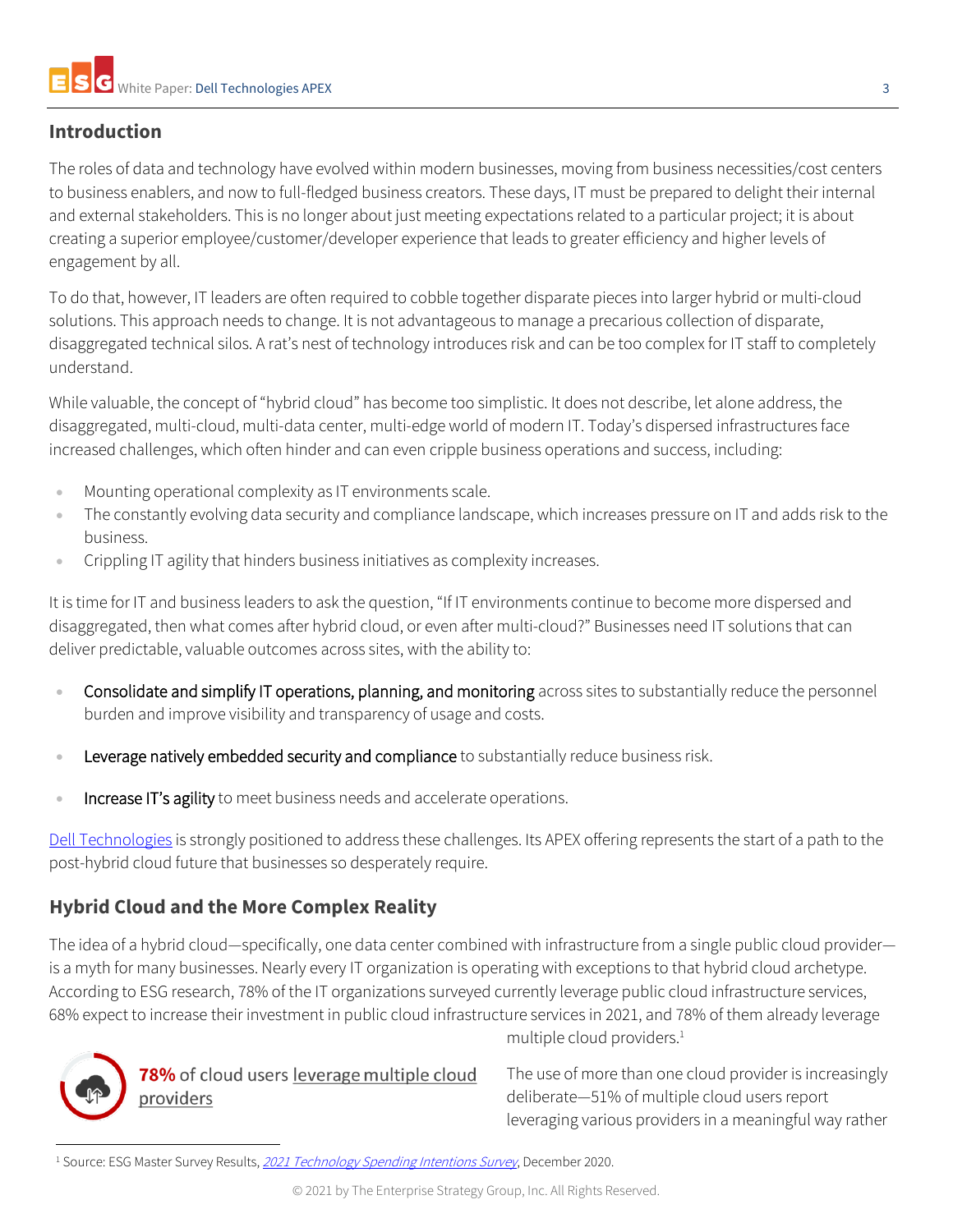## Introduction

The roles of data and technology have evolved within modern businesses, moving from business necessities/cost centers to business enablers, and now to full-fledged business creators. These days, IT must be prepared to delight their internal and external stakeholders. This is no longer about just meeting expectations related to a particular project; it is about creating a superior employee/customer/developer experience that leads to greater efficiency and higher levels of engagement by all.

To do that, however, IT leaders are often required to cobble together disparate pieces into larger hybrid or multi-cloud solutions. This approach needs to change. It is not advantageous to manage a precarious collection of disparate, disaggregated technical silos. A rat's nest of technology introduces risk and can be too complex for IT staff to completely understand.

While valuable, the concept of "hybrid cloud" has become too simplistic. It does not describe, let alone address, the disaggregated, multi-cloud, multi-data center, multi-edge world of modern IT. Today's dispersed infrastructures face increased challenges, which often hinder and can even cripple business operations and success, including:

- Mounting operational complexity as IT environments scale.
- The constantly evolving data security and compliance landscape, which increases pressure on IT and adds risk to the business.
- Crippling IT agility that hinders business initiatives as complexity increases.

It is time for IT and business leaders to ask the question, "If IT environments continue to become more dispersed and disaggregated, then what comes after hybrid cloud, or even after multi-cloud?" Businesses need IT solutions that can deliver predictable, valuable outcomes across sites, with the ability to:

- Consolidate and simplify IT operations, planning, and monitoring across sites to substantially reduce the personnel burden and improve visibility and transparency of usage and costs.
- Leverage natively embedded security and compliance to substantially reduce business risk.
- Increase IT's agility to meet business needs and accelerate operations.

Dell Technologies is strongly positioned to address these challenges. Its APEX offering represents the start of a path to the post-hybrid cloud future that businesses so desperately require.

## Hybrid Cloud and the More Complex Reality

The idea of a hybrid cloud—specifically, one data center combined with infrastructure from a single public cloud provider—is a myth for many businesses. Nearly every IT organization is operating with exceptions to that hybrid cloud archetype. According to ESG research, 78% of the IT organizations surveyed currently leverage public cloud infrastructure services, 68% expect to increase their investment in public cloud infrastructure services in 2021, and 78% of them already leverage multiple cloud providers.[1]

**78%** of cloud users leverage multiple cloud providers

The use of more than one cloud provider is increasingly deliberate—51% of multiple cloud users report leveraging various providers in a meaningful way rather

[1] Source: ESG Master Survey Results, *2021 Technology Spending Intentions Survey*, December 2020.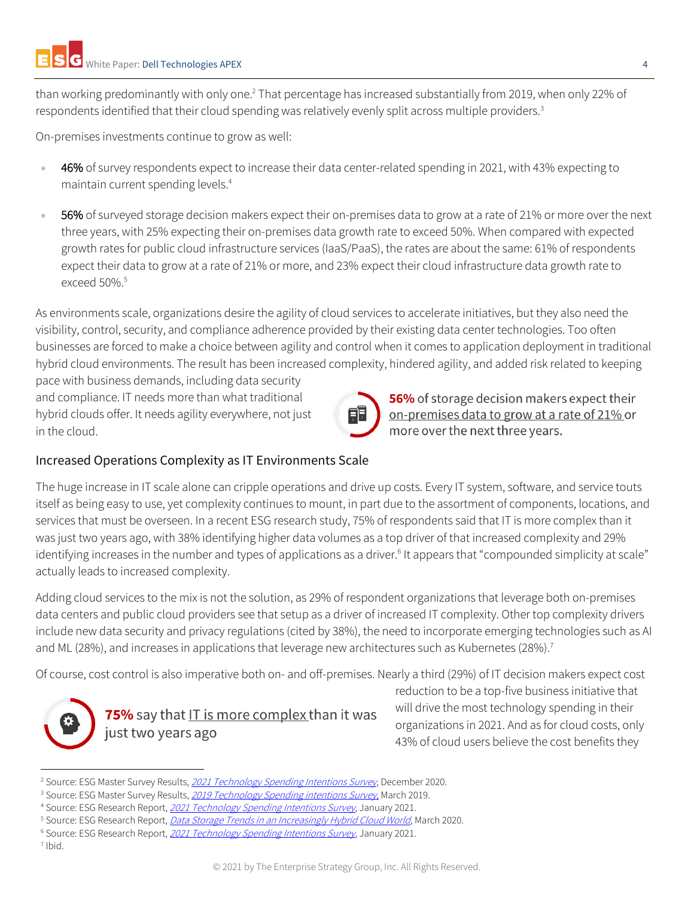than working predominantly with only one.[2] That percentage has increased substantially from 2019, when only 22% of respondents identified that their cloud spending was relatively evenly split across multiple providers.[3]

On-premises investments continue to grow as well:

- **46%** of survey respondents expect to increase their data center-related spending in 2021, with 43% expecting to maintain current spending levels.[4]
- **56%** of surveyed storage decision makers expect their on-premises data to grow at a rate of 21% or more over the next three years, with 25% expecting their on-premises data growth rate to exceed 50%. When compared with expected growth rates for public cloud infrastructure services (IaaS/PaaS), the rates are about the same: 61% of respondents expect their data to grow at a rate of 21% or more, and 23% expect their cloud infrastructure data growth rate to exceed 50%.[5]

As environments scale, organizations desire the agility of cloud services to accelerate initiatives, but they also need the visibility, control, security, and compliance adherence provided by their existing data center technologies. Too often businesses are forced to make a choice between agility and control when it comes to application deployment in traditional hybrid cloud environments. The result has been increased complexity, hindered agility, and added risk related to keeping pace with business demands, including data security and compliance. IT needs more than what traditional hybrid clouds offer. It needs agility everywhere, not just in the cloud.

**56%** of storage decision makers expect their on-premises data to grow at a rate of 21% or more over the next three years.

## Increased Operations Complexity as IT Environments Scale

The huge increase in IT scale alone can cripple operations and drive up costs. Every IT system, software, and service touts itself as being easy to use, yet complexity continues to mount, in part due to the assortment of components, locations, and services that must be overseen. In a recent ESG research study, 75% of respondents said that IT is more complex than it was just two years ago, with 38% identifying higher data volumes as a top driver of that increased complexity and 29% identifying increases in the number and types of applications as a driver.[6] It appears that "compounded simplicity at scale" actually leads to increased complexity.

Adding cloud services to the mix is not the solution, as 29% of respondent organizations that leverage both on-premises data centers and public cloud providers see that setup as a driver of increased IT complexity. Other top complexity drivers include new data security and privacy regulations (cited by 38%), the need to incorporate emerging technologies such as AI and ML (28%), and increases in applications that leverage new architectures such as Kubernetes (28%).[7]

Of course, cost control is also imperative both on- and off-premises. Nearly a third (29%) of IT decision makers expect cost reduction to be a top-five business initiative that will drive the most technology spending in their organizations in 2021. And as for cloud costs, only 43% of cloud users believe the cost benefits they

**75%** say that IT is more complex than it was just two years ago

---

[2] Source: ESG Master Survey Results, *2021 Technology Spending Intentions Survey*, December 2020.
[3] Source: ESG Master Survey Results, *2019 Technology Spending intentions Survey*, March 2019.
[4] Source: ESG Research Report, *2021 Technology Spending Intentions Survey*, January 2021.
[5] Source: ESG Research Report, *Data Storage Trends in an Increasingly Hybrid Cloud World*, March 2020.
[6] Source: ESG Research Report, *2021 Technology Spending Intentions Survey*, January 2021.
[7] Ibid.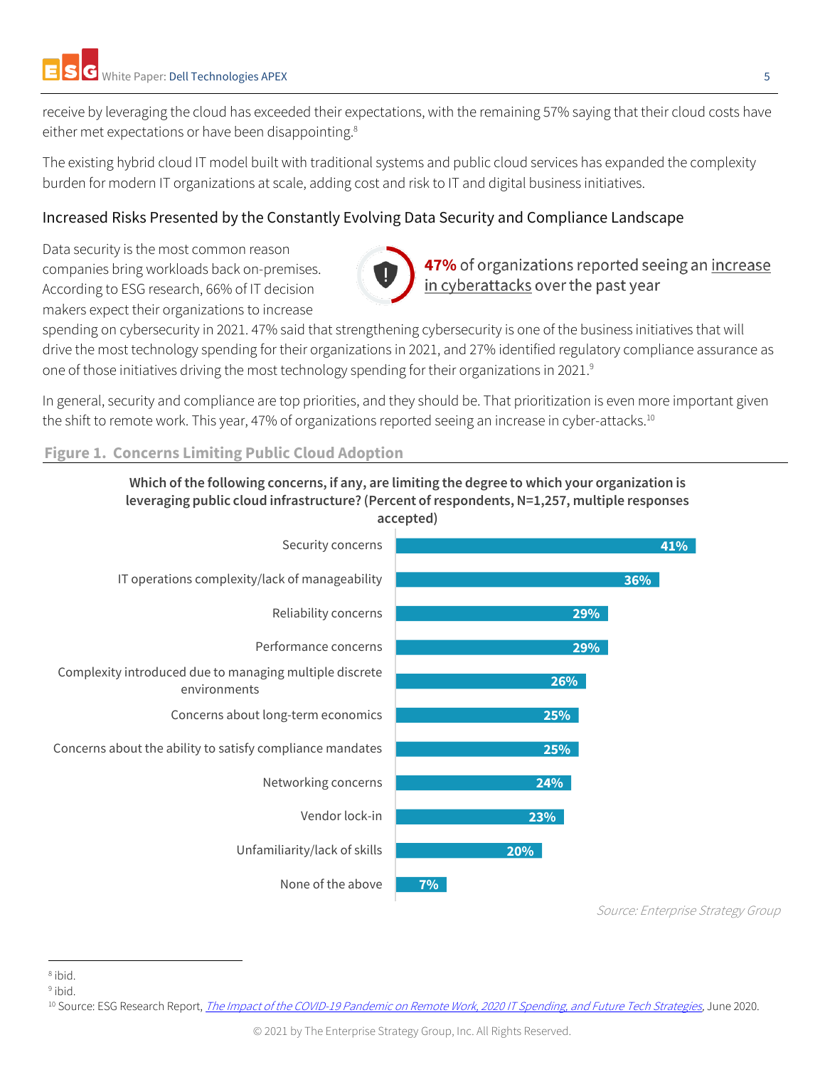receive by leveraging the cloud has exceeded their expectations, with the remaining 57% saying that their cloud costs have either met expectations or have been disappointing.[8]

The existing hybrid cloud IT model built with traditional systems and public cloud services has expanded the complexity burden for modern IT organizations at scale, adding cost and risk to IT and digital business initiatives.

## Increased Risks Presented by the Constantly Evolving Data Security and Compliance Landscape

Data security is the most common reason companies bring workloads back on-premises. According to ESG research, 66% of IT decision makers expect their organizations to increase spending on cybersecurity in 2021. 47% said that strengthening cybersecurity is one of the business initiatives that will drive the most technology spending for their organizations in 2021, and 27% identified regulatory compliance assurance as one of those initiatives driving the most technology spending for their organizations in 2021.[9]

> **47%** of organizations reported seeing an increase in cyberattacks over the past year

In general, security and compliance are top priorities, and they should be. That prioritization is even more important given the shift to remote work. This year, 47% of organizations reported seeing an increase in cyber-attacks.[10]

**Figure 1. Concerns Limiting Public Cloud Adoption**

**Which of the following concerns, if any, are limiting the degree to which your organization is leveraging public cloud infrastructure? (Percent of respondents, N=1,257, multiple responses accepted)**

| Concern | Percent |
|---|---|
| Security concerns | 41% |
| IT operations complexity/lack of manageability | 36% |
| Reliability concerns | 29% |
| Performance concerns | 29% |
| Complexity introduced due to managing multiple discrete environments | 26% |
| Concerns about long-term economics | 25% |
| Concerns about the ability to satisfy compliance mandates | 25% |
| Networking concerns | 24% |
| Vendor lock-in | 23% |
| Unfamiliarity/lack of skills | 20% |
| None of the above | 7% |

*Source: Enterprise Strategy Group*

---

[8] ibid.

[9] ibid.

[10] Source: ESG Research Report, *The Impact of the COVID-19 Pandemic on Remote Work, 2020 IT Spending, and Future Tech Strategies*, June 2020.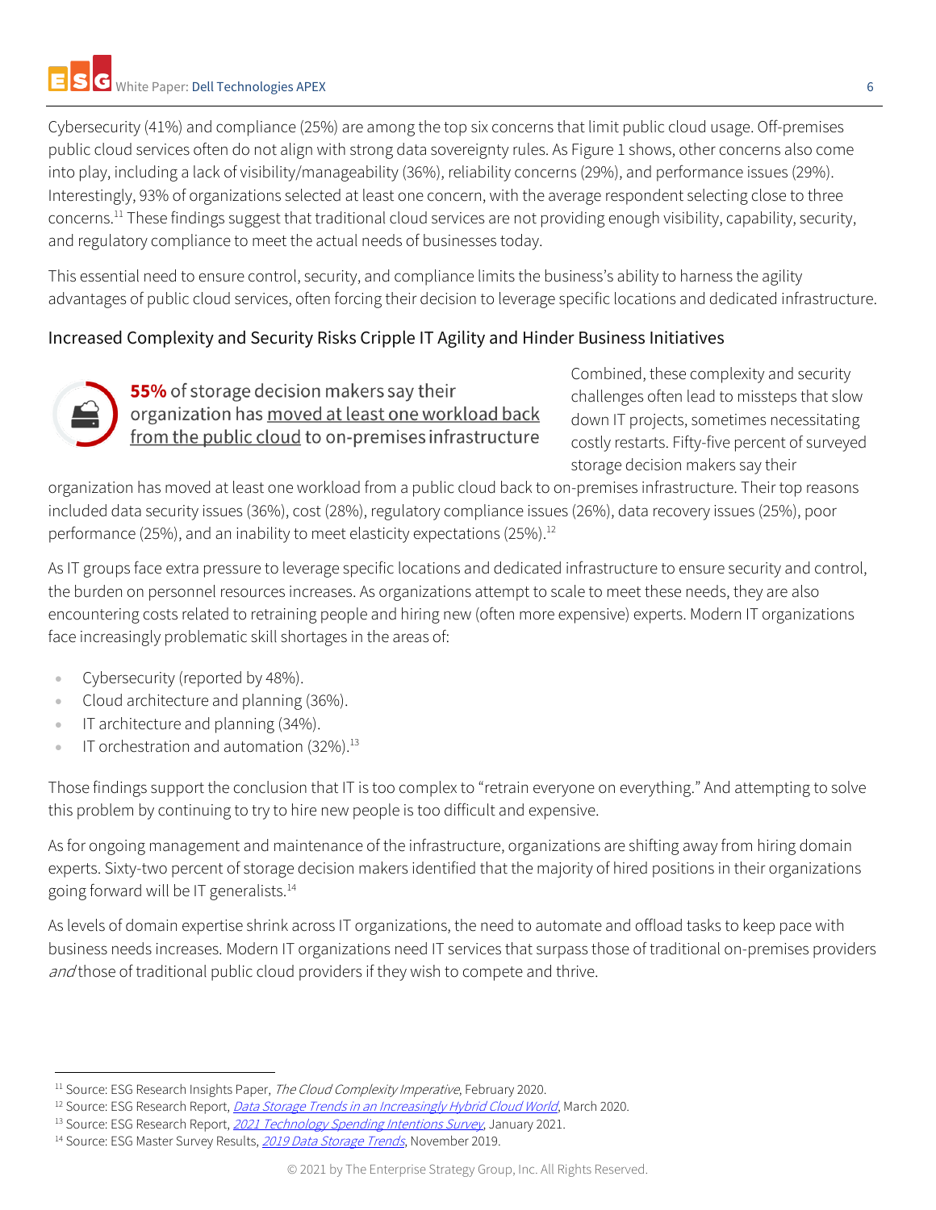Cybersecurity (41%) and compliance (25%) are among the top six concerns that limit public cloud usage. Off-premises public cloud services often do not align with strong data sovereignty rules. As Figure 1 shows, other concerns also come into play, including a lack of visibility/manageability (36%), reliability concerns (29%), and performance issues (29%). Interestingly, 93% of organizations selected at least one concern, with the average respondent selecting close to three concerns.[11] These findings suggest that traditional cloud services are not providing enough visibility, capability, security, and regulatory compliance to meet the actual needs of businesses today.

This essential need to ensure control, security, and compliance limits the business's ability to harness the agility advantages of public cloud services, often forcing their decision to leverage specific locations and dedicated infrastructure.

## Increased Complexity and Security Risks Cripple IT Agility and Hinder Business Initiatives

**55%** of storage decision makers say their organization has moved at least one workload back from the public cloud to on-premises infrastructure

Combined, these complexity and security challenges often lead to missteps that slow down IT projects, sometimes necessitating costly restarts. Fifty-five percent of surveyed storage decision makers say their organization has moved at least one workload from a public cloud back to on-premises infrastructure. Their top reasons included data security issues (36%), cost (28%), regulatory compliance issues (26%), data recovery issues (25%), poor performance (25%), and an inability to meet elasticity expectations (25%).[12]

As IT groups face extra pressure to leverage specific locations and dedicated infrastructure to ensure security and control, the burden on personnel resources increases. As organizations attempt to scale to meet these needs, they are also encountering costs related to retraining people and hiring new (often more expensive) experts. Modern IT organizations face increasingly problematic skill shortages in the areas of:

- Cybersecurity (reported by 48%).
- Cloud architecture and planning (36%).
- IT architecture and planning (34%).
- IT orchestration and automation (32%).[13]

Those findings support the conclusion that IT is too complex to "retrain everyone on everything." And attempting to solve this problem by continuing to try to hire new people is too difficult and expensive.

As for ongoing management and maintenance of the infrastructure, organizations are shifting away from hiring domain experts. Sixty-two percent of storage decision makers identified that the majority of hired positions in their organizations going forward will be IT generalists.[14]

As levels of domain expertise shrink across IT organizations, the need to automate and offload tasks to keep pace with business needs increases. Modern IT organizations need IT services that surpass those of traditional on-premises providers *and* those of traditional public cloud providers if they wish to compete and thrive.

---

[11] Source: ESG Research Insights Paper, *The Cloud Complexity Imperative*, February 2020.
[12] Source: ESG Research Report, *Data Storage Trends in an Increasingly Hybrid Cloud World*, March 2020.
[13] Source: ESG Research Report, *2021 Technology Spending Intentions Survey*, January 2021.
[14] Source: ESG Master Survey Results, *2019 Data Storage Trends*, November 2019.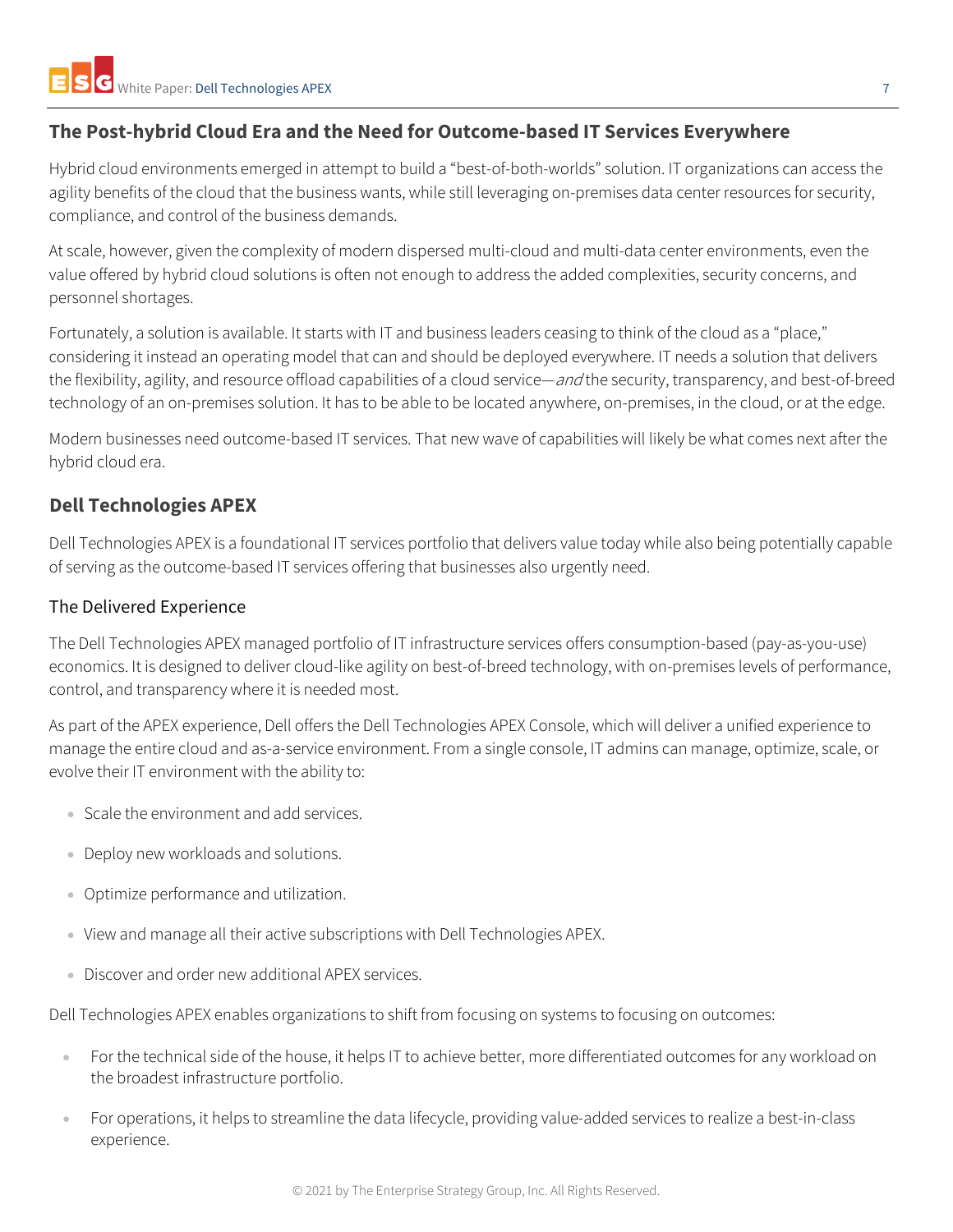## The Post-hybrid Cloud Era and the Need for Outcome-based IT Services Everywhere

Hybrid cloud environments emerged in attempt to build a "best-of-both-worlds" solution. IT organizations can access the agility benefits of the cloud that the business wants, while still leveraging on-premises data center resources for security, compliance, and control of the business demands.

At scale, however, given the complexity of modern dispersed multi-cloud and multi-data center environments, even the value offered by hybrid cloud solutions is often not enough to address the added complexities, security concerns, and personnel shortages.

Fortunately, a solution is available. It starts with IT and business leaders ceasing to think of the cloud as a "place," considering it instead an operating model that can and should be deployed everywhere. IT needs a solution that delivers the flexibility, agility, and resource offload capabilities of a cloud service—*and* the security, transparency, and best-of-breed technology of an on-premises solution. It has to be able to be located anywhere, on-premises, in the cloud, or at the edge.

Modern businesses need outcome-based IT services. That new wave of capabilities will likely be what comes next after the hybrid cloud era.

## Dell Technologies APEX

Dell Technologies APEX is a foundational IT services portfolio that delivers value today while also being potentially capable of serving as the outcome-based IT services offering that businesses also urgently need.

### The Delivered Experience

The Dell Technologies APEX managed portfolio of IT infrastructure services offers consumption-based (pay-as-you-use) economics. It is designed to deliver cloud-like agility on best-of-breed technology, with on-premises levels of performance, control, and transparency where it is needed most.

As part of the APEX experience, Dell offers the Dell Technologies APEX Console, which will deliver a unified experience to manage the entire cloud and as-a-service environment. From a single console, IT admins can manage, optimize, scale, or evolve their IT environment with the ability to:

- Scale the environment and add services.
- Deploy new workloads and solutions.
- Optimize performance and utilization.
- View and manage all their active subscriptions with Dell Technologies APEX.
- Discover and order new additional APEX services.

Dell Technologies APEX enables organizations to shift from focusing on systems to focusing on outcomes:

- For the technical side of the house, it helps IT to achieve better, more differentiated outcomes for any workload on the broadest infrastructure portfolio.
- For operations, it helps to streamline the data lifecycle, providing value-added services to realize a best-in-class experience.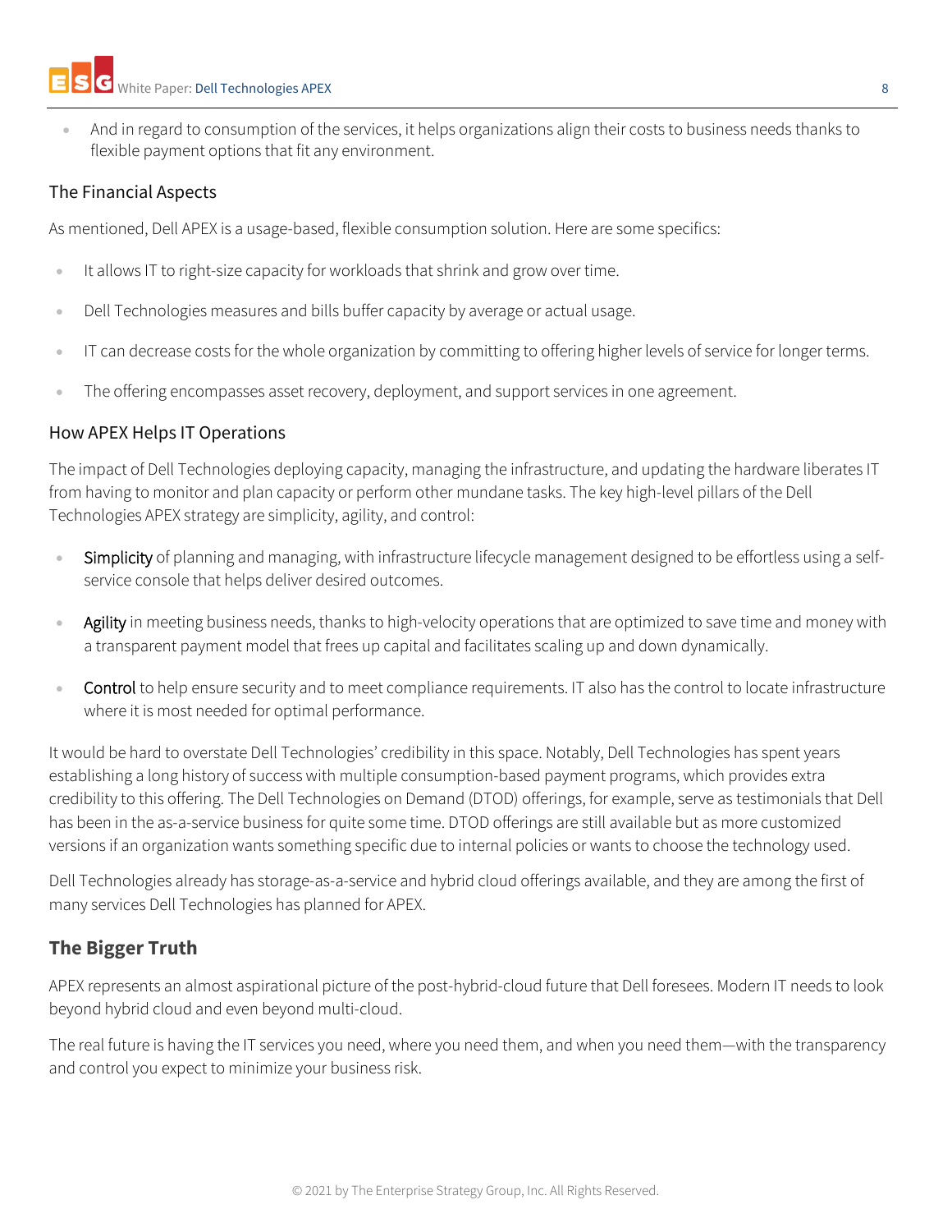- And in regard to consumption of the services, it helps organizations align their costs to business needs thanks to flexible payment options that fit any environment.

### The Financial Aspects

As mentioned, Dell APEX is a usage-based, flexible consumption solution. Here are some specifics:

- It allows IT to right-size capacity for workloads that shrink and grow over time.
- Dell Technologies measures and bills buffer capacity by average or actual usage.
- IT can decrease costs for the whole organization by committing to offering higher levels of service for longer terms.
- The offering encompasses asset recovery, deployment, and support services in one agreement.

### How APEX Helps IT Operations

The impact of Dell Technologies deploying capacity, managing the infrastructure, and updating the hardware liberates IT from having to monitor and plan capacity or perform other mundane tasks. The key high-level pillars of the Dell Technologies APEX strategy are simplicity, agility, and control:

- Simplicity of planning and managing, with infrastructure lifecycle management designed to be effortless using a self-service console that helps deliver desired outcomes.
- Agility in meeting business needs, thanks to high-velocity operations that are optimized to save time and money with a transparent payment model that frees up capital and facilitates scaling up and down dynamically.
- Control to help ensure security and to meet compliance requirements. IT also has the control to locate infrastructure where it is most needed for optimal performance.

It would be hard to overstate Dell Technologies' credibility in this space. Notably, Dell Technologies has spent years establishing a long history of success with multiple consumption-based payment programs, which provides extra credibility to this offering. The Dell Technologies on Demand (DTOD) offerings, for example, serve as testimonials that Dell has been in the as-a-service business for quite some time. DTOD offerings are still available but as more customized versions if an organization wants something specific due to internal policies or wants to choose the technology used.

Dell Technologies already has storage-as-a-service and hybrid cloud offerings available, and they are among the first of many services Dell Technologies has planned for APEX.

## The Bigger Truth

APEX represents an almost aspirational picture of the post-hybrid-cloud future that Dell foresees. Modern IT needs to look beyond hybrid cloud and even beyond multi-cloud.

The real future is having the IT services you need, where you need them, and when you need them—with the transparency and control you expect to minimize your business risk.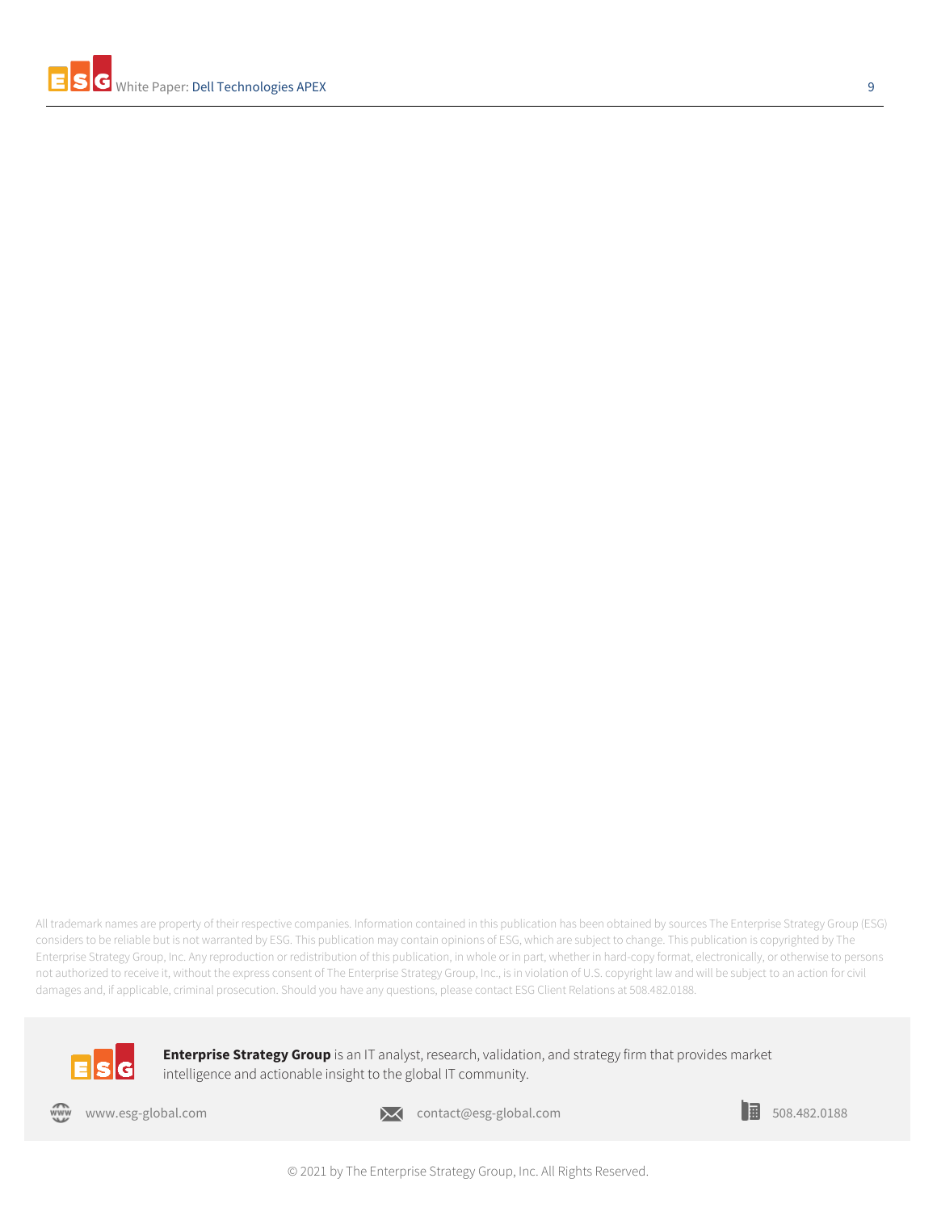All trademark names are property of their respective companies. Information contained in this publication has been obtained by sources The Enterprise Strategy Group (ESG) considers to be reliable but is not warranted by ESG. This publication may contain opinions of ESG, which are subject to change. This publication is copyrighted by The Enterprise Strategy Group, Inc. Any reproduction or redistribution of this publication, in whole or in part, whether in hard-copy format, electronically, or otherwise to persons not authorized to receive it, without the express consent of The Enterprise Strategy Group, Inc., is in violation of U.S. copyright law and will be subject to an action for civil damages and, if applicable, criminal prosecution. Should you have any questions, please contact ESG Client Relations at 508.482.0188.

**Enterprise Strategy Group** is an IT analyst, research, validation, and strategy firm that provides market intelligence and actionable insight to the global IT community.

www.esg-global.com

contact@esg-global.com

508.482.0188

© 2021 by The Enterprise Strategy Group, Inc. All Rights Reserved.